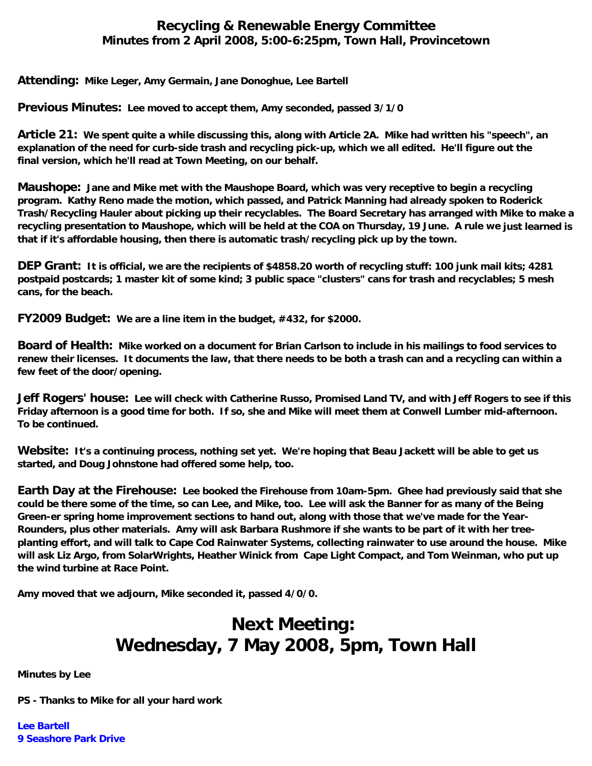# Recycling & Renewable Energy Committee
## Minutes from 2 April 2008, 5:00-6:25pm, Town Hall, Provincetown

**Attending:** Mike Leger, Amy Germain, Jane Donoghue, Lee Bartell

**Previous Minutes:** Lee moved to accept them, Amy seconded, passed 3/1/0

**Article 21:** We spent quite a while discussing this, along with Article 2A. Mike had written his "speech", an explanation of the need for curb-side trash and recycling pick-up, which we all edited. He'll figure out the final version, which he'll read at Town Meeting, on our behalf.

**Maushope:** Jane and Mike met with the Maushope Board, which was very receptive to begin a recycling program. Kathy Reno made the motion, which passed, and Patrick Manning had already spoken to Roderick Trash/Recycling Hauler about picking up their recyclables. The Board Secretary has arranged with Mike to make a recycling presentation to Maushope, which will be held at the COA on Thursday, 19 June. A rule we just learned is that if it's affordable housing, then there is automatic trash/recycling pick up by the town.

**DEP Grant:** It is official, we are the recipients of $4858.20 worth of recycling stuff: 100 junk mail kits; 4281 postpaid postcards; 1 master kit of some kind; 3 public space "clusters" cans for trash and recyclables; 5 mesh cans, for the beach.

**FY2009 Budget:** We are a line item in the budget, #432, for $2000.

**Board of Health:** Mike worked on a document for Brian Carlson to include in his mailings to food services to renew their licenses. It documents the law, that there needs to be both a trash can and a recycling can within a few feet of the door/opening.

**Jeff Rogers' house:** Lee will check with Catherine Russo, Promised Land TV, and with Jeff Rogers to see if this Friday afternoon is a good time for both. If so, she and Mike will meet them at Conwell Lumber mid-afternoon. To be continued.

**Website:** It's a continuing process, nothing set yet. We're hoping that Beau Jackett will be able to get us started, and Doug Johnstone had offered some help, too.

**Earth Day at the Firehouse:** Lee booked the Firehouse from 10am-5pm. Ghee had previously said that she could be there some of the time, so can Lee, and Mike, too. Lee will ask the Banner for as many of the Being Green-er spring home improvement sections to hand out, along with those that we've made for the Year-Rounders, plus other materials. Amy will ask Barbara Rushmore if she wants to be part of it with her tree-planting effort, and will talk to Cape Cod Rainwater Systems, collecting rainwater to use around the house. Mike will ask Liz Argo, from SolarWrights, Heather Winick from Cape Light Compact, and Tom Weinman, who put up the wind turbine at Race Point.

Amy moved that we adjourn, Mike seconded it, passed 4/0/0.

# Next Meeting:
# Wednesday, 7 May 2008, 5pm, Town Hall

Minutes by Lee

PS - Thanks to Mike for all your hard work

Lee Bartell
9 Seashore Park Drive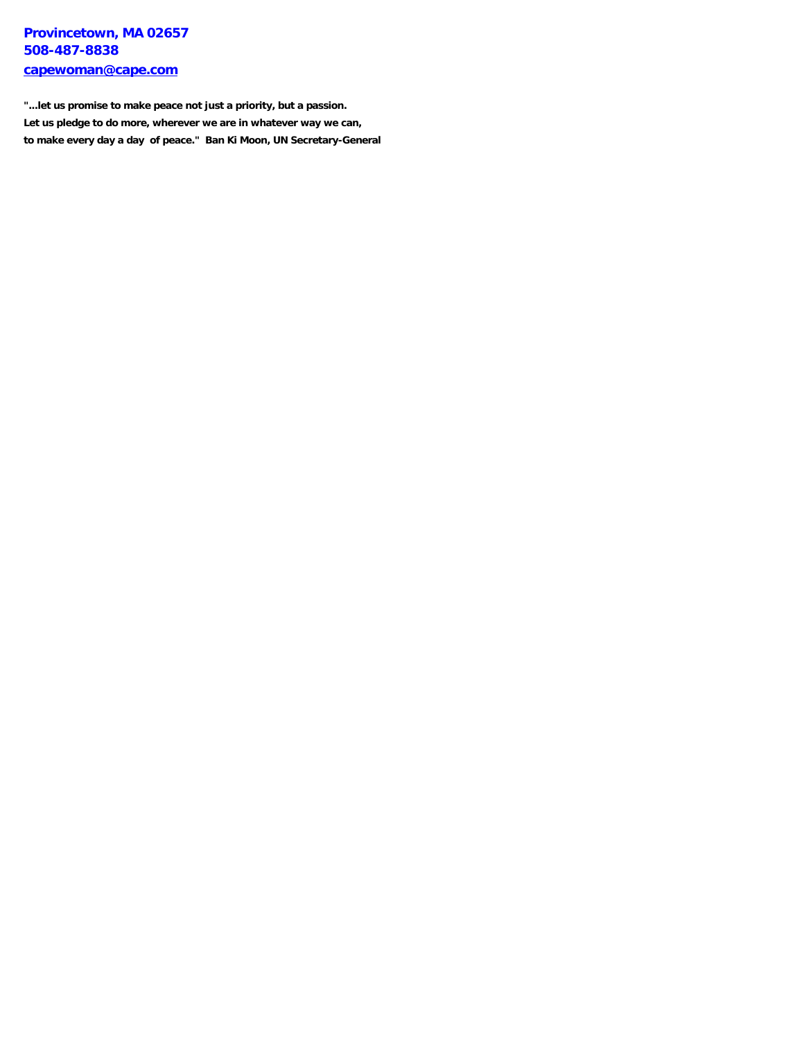**Provincetown, MA 02657**
**508-487-8838**
**capewoman@cape.com**

**"...let us promise to make peace not just a priority, but a passion.**
**Let us pledge to do more, wherever we are in whatever way we can,**
**to make every day a day of peace." Ban Ki Moon, UN Secretary-General**